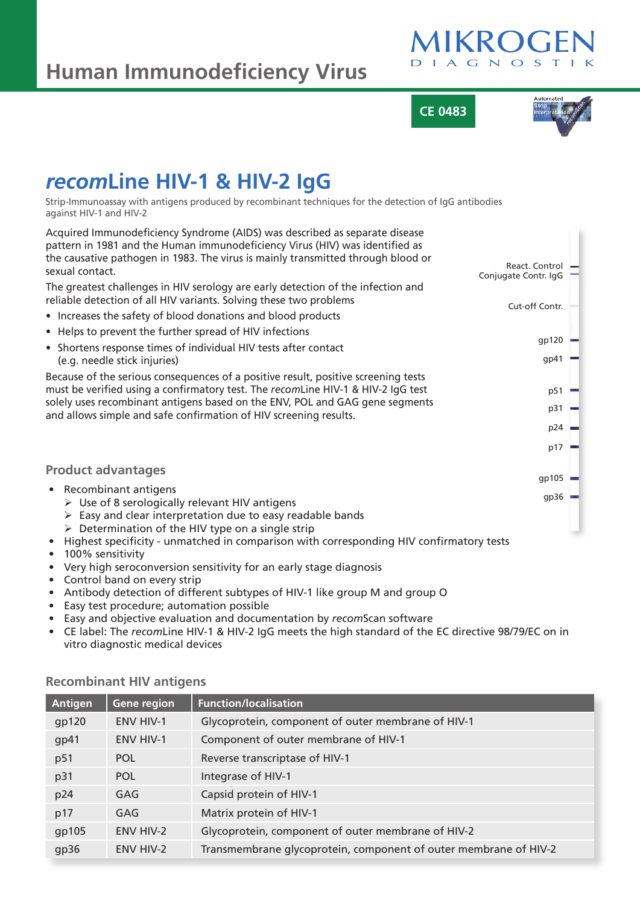# Human Immunodeficiency Virus

MIKROGEN DIAGNOSTIK

CE 0483

Automated Strip Interpretation recomScan

## *recom*Line HIV-1 & HIV-2 IgG

Strip-Immunoassay with antigens produced by recombinant techniques for the detection of IgG antibodies against HIV-1 and HIV-2

Acquired Immunodeficiency Syndrome (AIDS) was described as separate disease pattern in 1981 and the Human immunodeficiency Virus (HIV) was identified as the causative pathogen in 1983. The virus is mainly transmitted through blood or sexual contact.

The greatest challenges in HIV serology are early detection of the infection and reliable detection of all HIV variants. Solving these two problems

- Increases the safety of blood donations and blood products
- Helps to prevent the further spread of HIV infections
- Shortens response times of individual HIV tests after contact (e.g. needle stick injuries)

Because of the serious consequences of a positive result, positive screening tests must be verified using a confirmatory test. The *recom*Line HIV-1 & HIV-2 IgG test solely uses recombinant antigens based on the ENV, POL and GAG gene segments and allows simple and safe confirmation of HIV screening results.

React. Control
Conjugate Contr. IgG
Cut-off Contr.
gp120
gp41
p51
p31
p24
p17
gp105
gp36

### Product advantages

- Recombinant antigens
  - Use of 8 serologically relevant HIV antigens
  - Easy and clear interpretation due to easy readable bands
  - Determination of the HIV type on a single strip
- Highest specificity - unmatched in comparison with corresponding HIV confirmatory tests
- 100% sensitivity
- Very high seroconversion sensitivity for an early stage diagnosis
- Control band on every strip
- Antibody detection of different subtypes of HIV-1 like group M and group O
- Easy test procedure; automation possible
- Easy and objective evaluation and documentation by *recom*Scan software
- CE label: The *recom*Line HIV-1 & HIV-2 IgG meets the high standard of the EC directive 98/79/EC on in vitro diagnostic medical devices

### Recombinant HIV antigens

| Antigen | Gene region | Function/localisation |
|---|---|---|
| gp120 | ENV HIV-1 | Glycoprotein, component of outer membrane of HIV-1 |
| gp41 | ENV HIV-1 | Component of outer membrane of HIV-1 |
| p51 | POL | Reverse transcriptase of HIV-1 |
| p31 | POL | Integrase of HIV-1 |
| p24 | GAG | Capsid protein of HIV-1 |
| p17 | GAG | Matrix protein of HIV-1 |
| gp105 | ENV HIV-2 | Glycoprotein, component of outer membrane of HIV-2 |
| gp36 | ENV HIV-2 | Transmembrane glycoprotein, component of outer membrane of HIV-2 |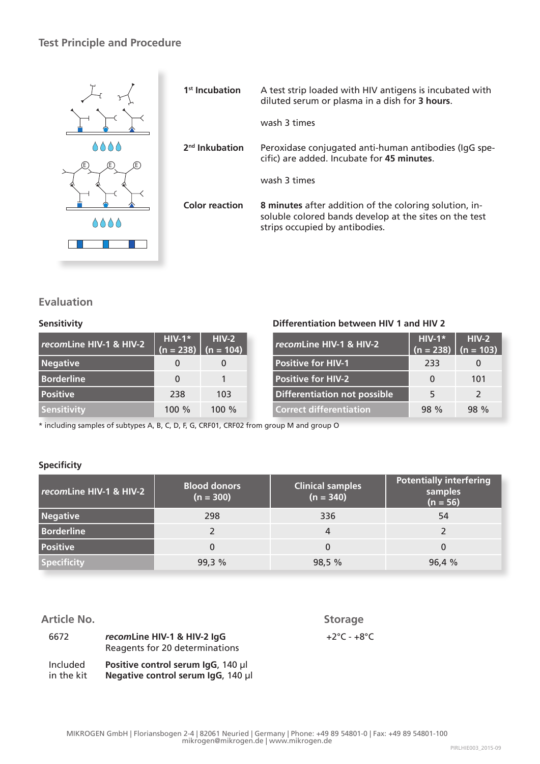## Test Principle and Procedure

| | |
|---|---|
| **1st Incubation** | A test strip loaded with HIV antigens is incubated with diluted serum or plasma in a dish for **3 hours**.<br><br>wash 3 times |
| **2nd Inkubation** | Peroxidase conjugated anti-human antibodies (IgG specific) are added. Incubate for **45 minutes**.<br><br>wash 3 times |
| **Color reaction** | **8 minutes** after addition of the coloring solution, insoluble colored bands develop at the sites on the test strips occupied by antibodies. |

## Evaluation

### Sensitivity

| *recom*Line HIV-1 & HIV-2 | HIV-1* (n = 238) | HIV-2 (n = 104) |
|---|---|---|
| Negative | 0 | 0 |
| Borderline | 0 | 1 |
| Positive | 238 | 103 |
| Sensitivity | 100 % | 100 % |

### Differentiation between HIV 1 and HIV 2

| *recom*Line HIV-1 & HIV-2 | HIV-1* (n = 238) | HIV-2 (n = 103) |
|---|---|---|
| Positive for HIV-1 | 233 | 0 |
| Positive for HIV-2 | 0 | 101 |
| Differentiation not possible | 5 | 2 |
| Correct differentiation | 98 % | 98 % |

* including samples of subtypes A, B, C, D, F, G, CRF01, CRF02 from group M and group O

### Specificity

| *recom*Line HIV-1 & HIV-2 | Blood donors (n = 300) | Clinical samples (n = 340) | Potentially interfering samples (n = 56) |
|---|---|---|---|
| Negative | 298 | 336 | 54 |
| Borderline | 2 | 4 | 2 |
| Positive | 0 | 0 | 0 |
| Specificity | 99,3 % | 98,5 % | 96,4 % |

## Article No.

| | |
|---|---|
| 6672 | *recom*Line HIV-1 & HIV-2 IgG<br>Reagents for 20 determinations |
| Included in the kit | **Positive control serum IgG**, 140 µl<br>**Negative control serum IgG**, 140 µl |

## Storage

+2°C - +8°C

MIKROGEN GmbH | Floriansbogen 2-4 | 82061 Neuried | Germany | Phone: +49 89 54801-0 | Fax: +49 89 54801-100
mikrogen@mikrogen.de | www.mikrogen.de

PIRLHIE003_2015-09